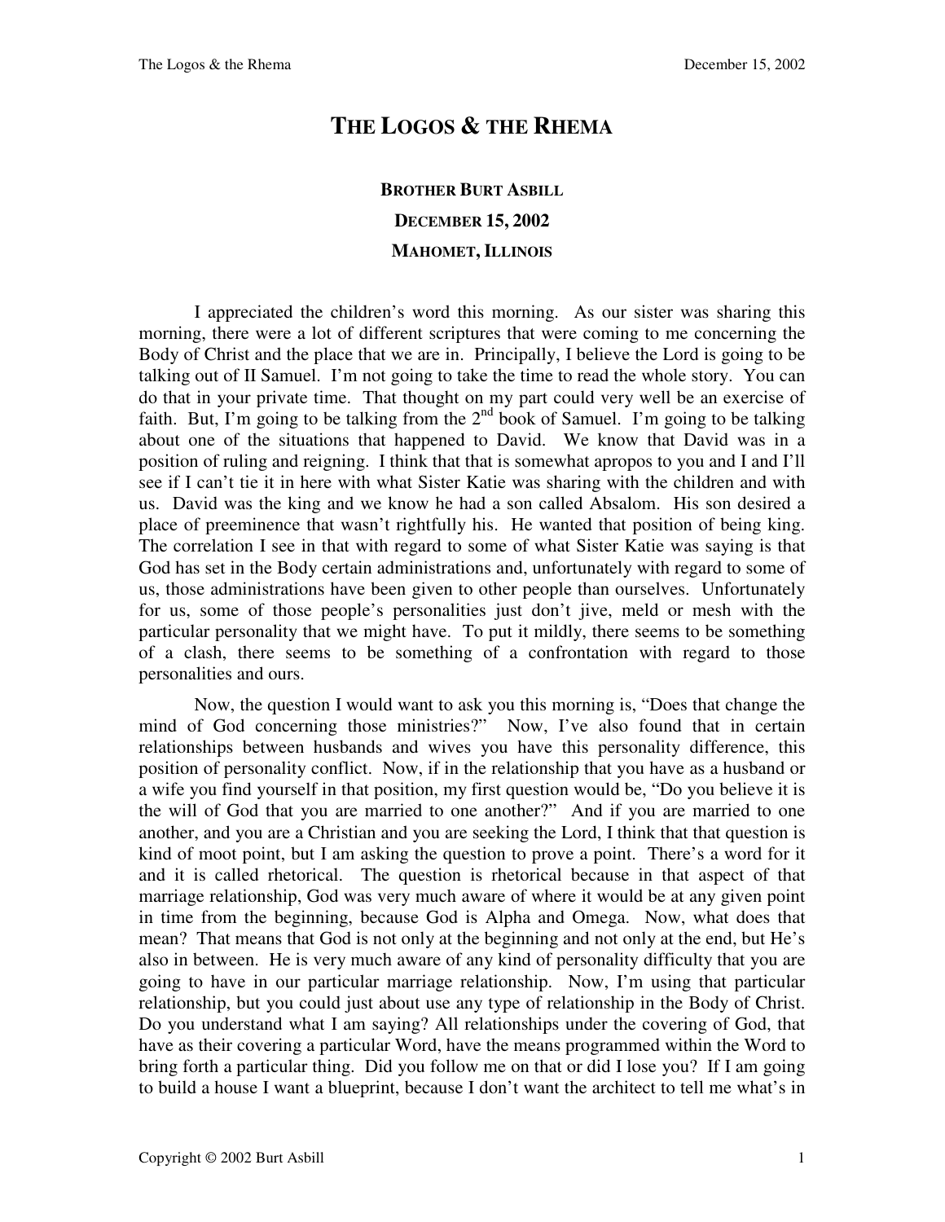# THE LOGOS & THE RHEMA

**BROTHER BURT ASBILL**

**DECEMBER 15, 2002**

**MAHOMET, ILLINOIS**

I appreciated the children's word this morning. As our sister was sharing this morning, there were a lot of different scriptures that were coming to me concerning the Body of Christ and the place that we are in. Principally, I believe the Lord is going to be talking out of II Samuel. I'm not going to take the time to read the whole story. You can do that in your private time. That thought on my part could very well be an exercise of faith. But, I'm going to be talking from the 2nd book of Samuel. I'm going to be talking about one of the situations that happened to David. We know that David was in a position of ruling and reigning. I think that that is somewhat apropos to you and I and I'll see if I can't tie it in here with what Sister Katie was sharing with the children and with us. David was the king and we know he had a son called Absalom. His son desired a place of preeminence that wasn't rightfully his. He wanted that position of being king. The correlation I see in that with regard to some of what Sister Katie was saying is that God has set in the Body certain administrations and, unfortunately with regard to some of us, those administrations have been given to other people than ourselves. Unfortunately for us, some of those people's personalities just don't jive, meld or mesh with the particular personality that we might have. To put it mildly, there seems to be something of a clash, there seems to be something of a confrontation with regard to those personalities and ours.

Now, the question I would want to ask you this morning is, "Does that change the mind of God concerning those ministries?" Now, I've also found that in certain relationships between husbands and wives you have this personality difference, this position of personality conflict. Now, if in the relationship that you have as a husband or a wife you find yourself in that position, my first question would be, "Do you believe it is the will of God that you are married to one another?" And if you are married to one another, and you are a Christian and you are seeking the Lord, I think that that question is kind of moot point, but I am asking the question to prove a point. There's a word for it and it is called rhetorical. The question is rhetorical because in that aspect of that marriage relationship, God was very much aware of where it would be at any given point in time from the beginning, because God is Alpha and Omega. Now, what does that mean? That means that God is not only at the beginning and not only at the end, but He's also in between. He is very much aware of any kind of personality difficulty that you are going to have in our particular marriage relationship. Now, I'm using that particular relationship, but you could just about use any type of relationship in the Body of Christ. Do you understand what I am saying? All relationships under the covering of God, that have as their covering a particular Word, have the means programmed within the Word to bring forth a particular thing. Did you follow me on that or did I lose you? If I am going to build a house I want a blueprint, because I don't want the architect to tell me what's in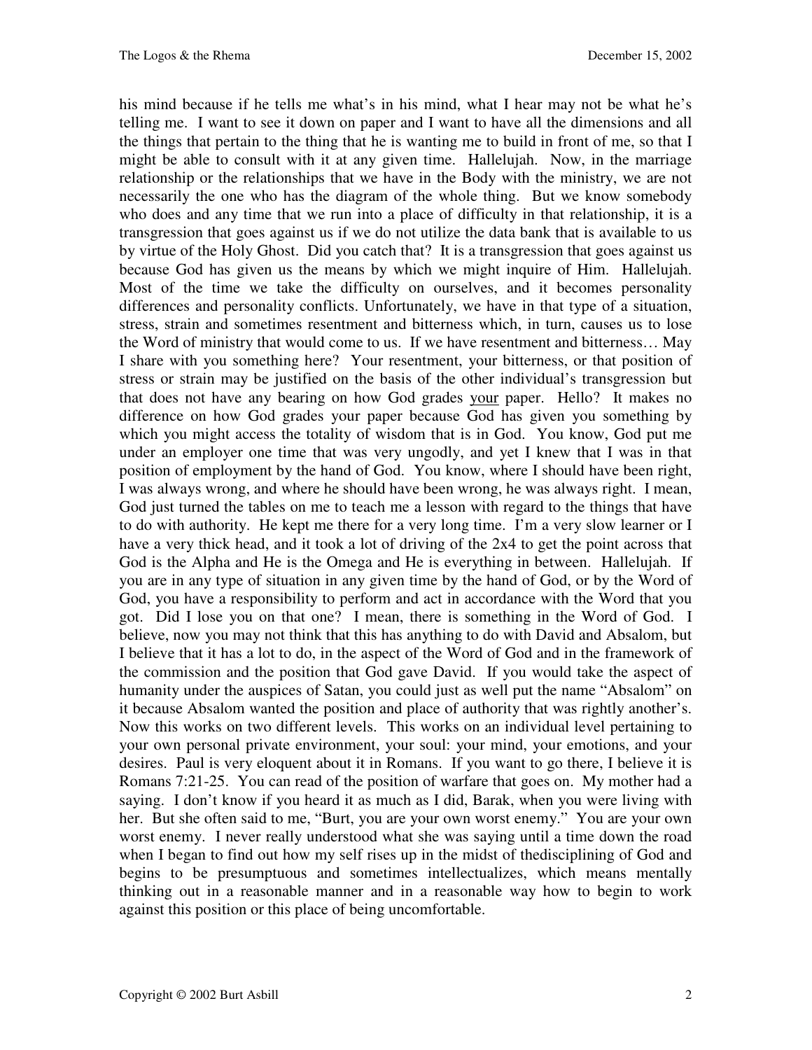his mind because if he tells me what's in his mind, what I hear may not be what he's telling me. I want to see it down on paper and I want to have all the dimensions and all the things that pertain to the thing that he is wanting me to build in front of me, so that I might be able to consult with it at any given time. Hallelujah. Now, in the marriage relationship or the relationships that we have in the Body with the ministry, we are not necessarily the one who has the diagram of the whole thing. But we know somebody who does and any time that we run into a place of difficulty in that relationship, it is a transgression that goes against us if we do not utilize the data bank that is available to us by virtue of the Holy Ghost. Did you catch that? It is a transgression that goes against us because God has given us the means by which we might inquire of Him. Hallelujah. Most of the time we take the difficulty on ourselves, and it becomes personality differences and personality conflicts. Unfortunately, we have in that type of a situation, stress, strain and sometimes resentment and bitterness which, in turn, causes us to lose the Word of ministry that would come to us. If we have resentment and bitterness… May I share with you something here? Your resentment, your bitterness, or that position of stress or strain may be justified on the basis of the other individual's transgression but that does not have any bearing on how God grades <u>your</u> paper. Hello? It makes no difference on how God grades your paper because God has given you something by which you might access the totality of wisdom that is in God. You know, God put me under an employer one time that was very ungodly, and yet I knew that I was in that position of employment by the hand of God. You know, where I should have been right, I was always wrong, and where he should have been wrong, he was always right. I mean, God just turned the tables on me to teach me a lesson with regard to the things that have to do with authority. He kept me there for a very long time. I'm a very slow learner or I have a very thick head, and it took a lot of driving of the 2x4 to get the point across that God is the Alpha and He is the Omega and He is everything in between. Hallelujah. If you are in any type of situation in any given time by the hand of God, or by the Word of God, you have a responsibility to perform and act in accordance with the Word that you got. Did I lose you on that one? I mean, there is something in the Word of God. I believe, now you may not think that this has anything to do with David and Absalom, but I believe that it has a lot to do, in the aspect of the Word of God and in the framework of the commission and the position that God gave David. If you would take the aspect of humanity under the auspices of Satan, you could just as well put the name "Absalom" on it because Absalom wanted the position and place of authority that was rightly another's. Now this works on two different levels. This works on an individual level pertaining to your own personal private environment, your soul: your mind, your emotions, and your desires. Paul is very eloquent about it in Romans. If you want to go there, I believe it is Romans 7:21-25. You can read of the position of warfare that goes on. My mother had a saying. I don't know if you heard it as much as I did, Barak, when you were living with her. But she often said to me, "Burt, you are your own worst enemy." You are your own worst enemy. I never really understood what she was saying until a time down the road when I began to find out how my self rises up in the midst of thedisciplining of God and begins to be presumptuous and sometimes intellectualizes, which means mentally thinking out in a reasonable manner and in a reasonable way how to begin to work against this position or this place of being uncomfortable.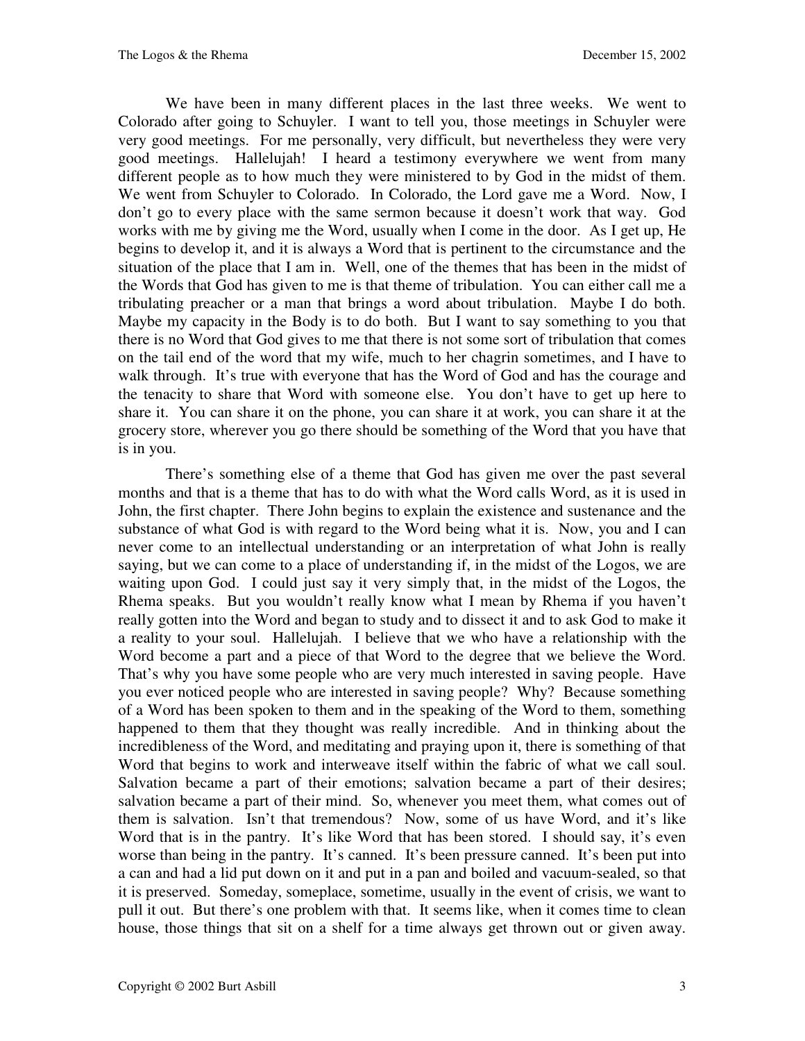We have been in many different places in the last three weeks. We went to Colorado after going to Schuyler. I want to tell you, those meetings in Schuyler were very good meetings. For me personally, very difficult, but nevertheless they were very good meetings. Hallelujah! I heard a testimony everywhere we went from many different people as to how much they were ministered to by God in the midst of them. We went from Schuyler to Colorado. In Colorado, the Lord gave me a Word. Now, I don't go to every place with the same sermon because it doesn't work that way. God works with me by giving me the Word, usually when I come in the door. As I get up, He begins to develop it, and it is always a Word that is pertinent to the circumstance and the situation of the place that I am in. Well, one of the themes that has been in the midst of the Words that God has given to me is that theme of tribulation. You can either call me a tribulating preacher or a man that brings a word about tribulation. Maybe I do both. Maybe my capacity in the Body is to do both. But I want to say something to you that there is no Word that God gives to me that there is not some sort of tribulation that comes on the tail end of the word that my wife, much to her chagrin sometimes, and I have to walk through. It's true with everyone that has the Word of God and has the courage and the tenacity to share that Word with someone else. You don't have to get up here to share it. You can share it on the phone, you can share it at work, you can share it at the grocery store, wherever you go there should be something of the Word that you have that is in you.

There's something else of a theme that God has given me over the past several months and that is a theme that has to do with what the Word calls Word, as it is used in John, the first chapter. There John begins to explain the existence and sustenance and the substance of what God is with regard to the Word being what it is. Now, you and I can never come to an intellectual understanding or an interpretation of what John is really saying, but we can come to a place of understanding if, in the midst of the Logos, we are waiting upon God. I could just say it very simply that, in the midst of the Logos, the Rhema speaks. But you wouldn't really know what I mean by Rhema if you haven't really gotten into the Word and began to study and to dissect it and to ask God to make it a reality to your soul. Hallelujah. I believe that we who have a relationship with the Word become a part and a piece of that Word to the degree that we believe the Word. That's why you have some people who are very much interested in saving people. Have you ever noticed people who are interested in saving people? Why? Because something of a Word has been spoken to them and in the speaking of the Word to them, something happened to them that they thought was really incredible. And in thinking about the incredibleness of the Word, and meditating and praying upon it, there is something of that Word that begins to work and interweave itself within the fabric of what we call soul. Salvation became a part of their emotions; salvation became a part of their desires; salvation became a part of their mind. So, whenever you meet them, what comes out of them is salvation. Isn't that tremendous? Now, some of us have Word, and it's like Word that is in the pantry. It's like Word that has been stored. I should say, it's even worse than being in the pantry. It's canned. It's been pressure canned. It's been put into a can and had a lid put down on it and put in a pan and boiled and vacuum-sealed, so that it is preserved. Someday, someplace, sometime, usually in the event of crisis, we want to pull it out. But there's one problem with that. It seems like, when it comes time to clean house, those things that sit on a shelf for a time always get thrown out or given away.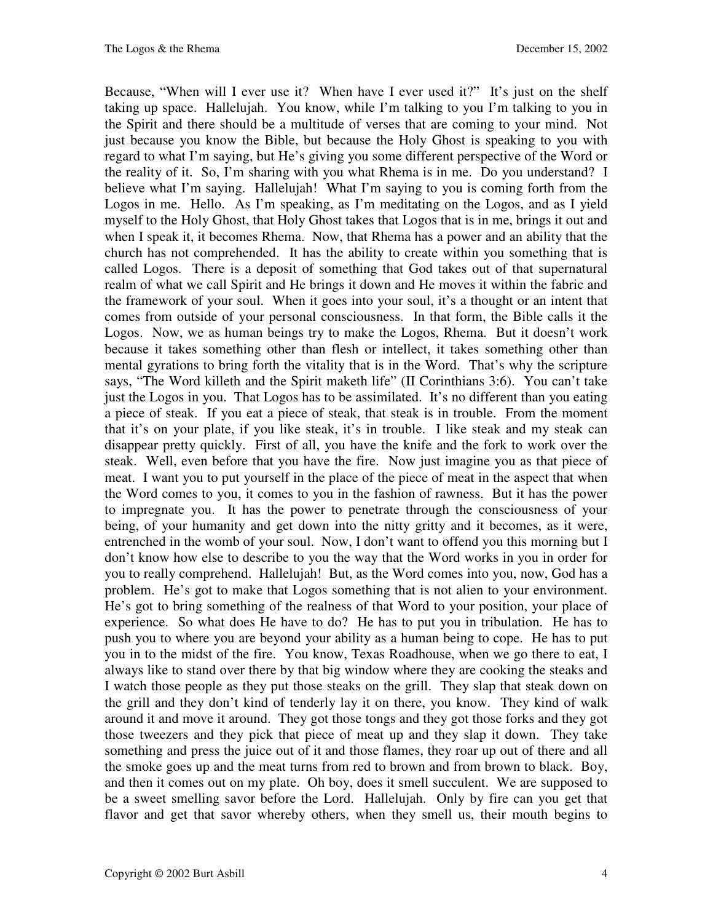Because, "When will I ever use it? When have I ever used it?" It's just on the shelf taking up space. Hallelujah. You know, while I'm talking to you I'm talking to you in the Spirit and there should be a multitude of verses that are coming to your mind. Not just because you know the Bible, but because the Holy Ghost is speaking to you with regard to what I'm saying, but He's giving you some different perspective of the Word or the reality of it. So, I'm sharing with you what Rhema is in me. Do you understand? I believe what I'm saying. Hallelujah! What I'm saying to you is coming forth from the Logos in me. Hello. As I'm speaking, as I'm meditating on the Logos, and as I yield myself to the Holy Ghost, that Holy Ghost takes that Logos that is in me, brings it out and when I speak it, it becomes Rhema. Now, that Rhema has a power and an ability that the church has not comprehended. It has the ability to create within you something that is called Logos. There is a deposit of something that God takes out of that supernatural realm of what we call Spirit and He brings it down and He moves it within the fabric and the framework of your soul. When it goes into your soul, it's a thought or an intent that comes from outside of your personal consciousness. In that form, the Bible calls it the Logos. Now, we as human beings try to make the Logos, Rhema. But it doesn't work because it takes something other than flesh or intellect, it takes something other than mental gyrations to bring forth the vitality that is in the Word. That's why the scripture says, "The Word killeth and the Spirit maketh life" (II Corinthians 3:6). You can't take just the Logos in you. That Logos has to be assimilated. It's no different than you eating a piece of steak. If you eat a piece of steak, that steak is in trouble. From the moment that it's on your plate, if you like steak, it's in trouble. I like steak and my steak can disappear pretty quickly. First of all, you have the knife and the fork to work over the steak. Well, even before that you have the fire. Now just imagine you as that piece of meat. I want you to put yourself in the place of the piece of meat in the aspect that when the Word comes to you, it comes to you in the fashion of rawness. But it has the power to impregnate you. It has the power to penetrate through the consciousness of your being, of your humanity and get down into the nitty gritty and it becomes, as it were, entrenched in the womb of your soul. Now, I don't want to offend you this morning but I don't know how else to describe to you the way that the Word works in you in order for you to really comprehend. Hallelujah! But, as the Word comes into you, now, God has a problem. He's got to make that Logos something that is not alien to your environment. He's got to bring something of the realness of that Word to your position, your place of experience. So what does He have to do? He has to put you in tribulation. He has to push you to where you are beyond your ability as a human being to cope. He has to put you in to the midst of the fire. You know, Texas Roadhouse, when we go there to eat, I always like to stand over there by that big window where they are cooking the steaks and I watch those people as they put those steaks on the grill. They slap that steak down on the grill and they don't kind of tenderly lay it on there, you know. They kind of walk around it and move it around. They got those tongs and they got those forks and they got those tweezers and they pick that piece of meat up and they slap it down. They take something and press the juice out of it and those flames, they roar up out of there and all the smoke goes up and the meat turns from red to brown and from brown to black. Boy, and then it comes out on my plate. Oh boy, does it smell succulent. We are supposed to be a sweet smelling savor before the Lord. Hallelujah. Only by fire can you get that flavor and get that savor whereby others, when they smell us, their mouth begins to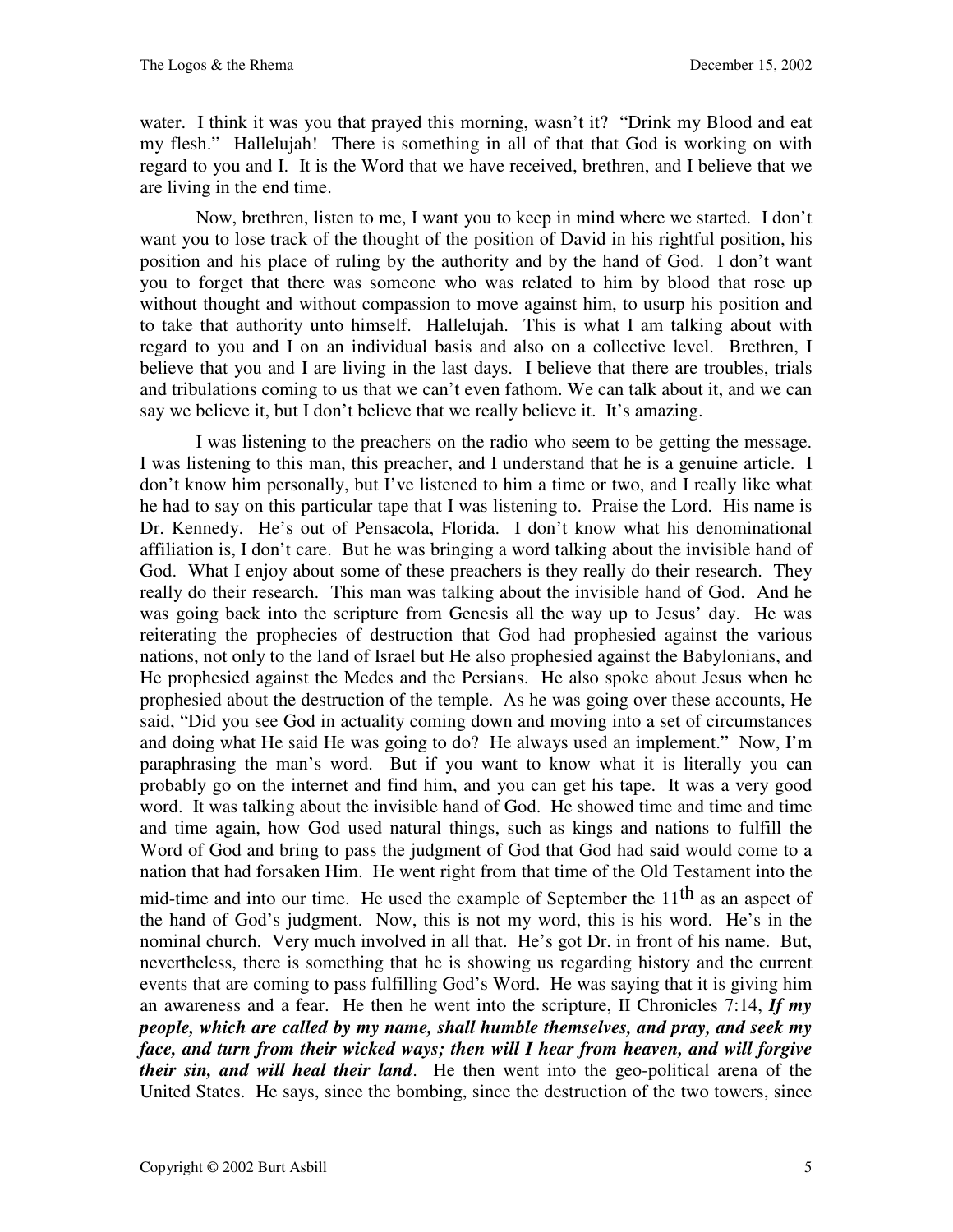water. I think it was you that prayed this morning, wasn't it? "Drink my Blood and eat my flesh." Hallelujah! There is something in all of that that God is working on with regard to you and I. It is the Word that we have received, brethren, and I believe that we are living in the end time.

Now, brethren, listen to me, I want you to keep in mind where we started. I don't want you to lose track of the thought of the position of David in his rightful position, his position and his place of ruling by the authority and by the hand of God. I don't want you to forget that there was someone who was related to him by blood that rose up without thought and without compassion to move against him, to usurp his position and to take that authority unto himself. Hallelujah. This is what I am talking about with regard to you and I on an individual basis and also on a collective level. Brethren, I believe that you and I are living in the last days. I believe that there are troubles, trials and tribulations coming to us that we can't even fathom. We can talk about it, and we can say we believe it, but I don't believe that we really believe it. It's amazing.

I was listening to the preachers on the radio who seem to be getting the message. I was listening to this man, this preacher, and I understand that he is a genuine article. I don't know him personally, but I've listened to him a time or two, and I really like what he had to say on this particular tape that I was listening to. Praise the Lord. His name is Dr. Kennedy. He's out of Pensacola, Florida. I don't know what his denominational affiliation is, I don't care. But he was bringing a word talking about the invisible hand of God. What I enjoy about some of these preachers is they really do their research. They really do their research. This man was talking about the invisible hand of God. And he was going back into the scripture from Genesis all the way up to Jesus' day. He was reiterating the prophecies of destruction that God had prophesied against the various nations, not only to the land of Israel but He also prophesied against the Babylonians, and He prophesied against the Medes and the Persians. He also spoke about Jesus when he prophesied about the destruction of the temple. As he was going over these accounts, He said, "Did you see God in actuality coming down and moving into a set of circumstances and doing what He said He was going to do? He always used an implement." Now, I'm paraphrasing the man's word. But if you want to know what it is literally you can probably go on the internet and find him, and you can get his tape. It was a very good word. It was talking about the invisible hand of God. He showed time and time and time and time again, how God used natural things, such as kings and nations to fulfill the Word of God and bring to pass the judgment of God that God had said would come to a nation that had forsaken Him. He went right from that time of the Old Testament into the mid-time and into our time. He used the example of September the 11th as an aspect of the hand of God's judgment. Now, this is not my word, this is his word. He's in the nominal church. Very much involved in all that. He's got Dr. in front of his name. But, nevertheless, there is something that he is showing us regarding history and the current events that are coming to pass fulfilling God's Word. He was saying that it is giving him an awareness and a fear. He then he went into the scripture, II Chronicles 7:14, ***If my people, which are called by my name, shall humble themselves, and pray, and seek my face, and turn from their wicked ways; then will I hear from heaven, and will forgive their sin, and will heal their land***. He then went into the geo-political arena of the United States. He says, since the bombing, since the destruction of the two towers, since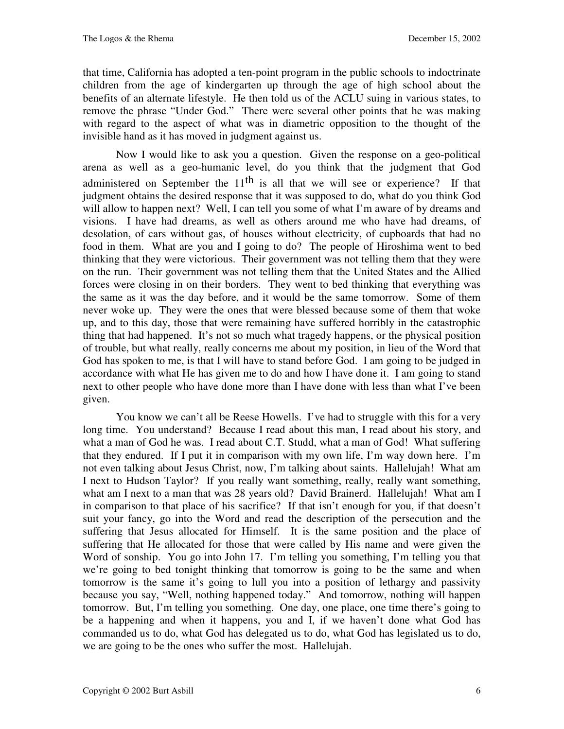that time, California has adopted a ten-point program in the public schools to indoctrinate children from the age of kindergarten up through the age of high school about the benefits of an alternate lifestyle. He then told us of the ACLU suing in various states, to remove the phrase "Under God." There were several other points that he was making with regard to the aspect of what was in diametric opposition to the thought of the invisible hand as it has moved in judgment against us.

Now I would like to ask you a question. Given the response on a geo-political arena as well as a geo-humanic level, do you think that the judgment that God administered on September the 11th is all that we will see or experience? If that judgment obtains the desired response that it was supposed to do, what do you think God will allow to happen next? Well, I can tell you some of what I'm aware of by dreams and visions. I have had dreams, as well as others around me who have had dreams, of desolation, of cars without gas, of houses without electricity, of cupboards that had no food in them. What are you and I going to do? The people of Hiroshima went to bed thinking that they were victorious. Their government was not telling them that they were on the run. Their government was not telling them that the United States and the Allied forces were closing in on their borders. They went to bed thinking that everything was the same as it was the day before, and it would be the same tomorrow. Some of them never woke up. They were the ones that were blessed because some of them that woke up, and to this day, those that were remaining have suffered horribly in the catastrophic thing that had happened. It's not so much what tragedy happens, or the physical position of trouble, but what really, really concerns me about my position, in lieu of the Word that God has spoken to me, is that I will have to stand before God. I am going to be judged in accordance with what He has given me to do and how I have done it. I am going to stand next to other people who have done more than I have done with less than what I've been given.

You know we can't all be Reese Howells. I've had to struggle with this for a very long time. You understand? Because I read about this man, I read about his story, and what a man of God he was. I read about C.T. Studd, what a man of God! What suffering that they endured. If I put it in comparison with my own life, I'm way down here. I'm not even talking about Jesus Christ, now, I'm talking about saints. Hallelujah! What am I next to Hudson Taylor? If you really want something, really, really want something, what am I next to a man that was 28 years old? David Brainerd. Hallelujah! What am I in comparison to that place of his sacrifice? If that isn't enough for you, if that doesn't suit your fancy, go into the Word and read the description of the persecution and the suffering that Jesus allocated for Himself. It is the same position and the place of suffering that He allocated for those that were called by His name and were given the Word of sonship. You go into John 17. I'm telling you something, I'm telling you that we're going to bed tonight thinking that tomorrow is going to be the same and when tomorrow is the same it's going to lull you into a position of lethargy and passivity because you say, "Well, nothing happened today." And tomorrow, nothing will happen tomorrow. But, I'm telling you something. One day, one place, one time there's going to be a happening and when it happens, you and I, if we haven't done what God has commanded us to do, what God has delegated us to do, what God has legislated us to do, we are going to be the ones who suffer the most. Hallelujah.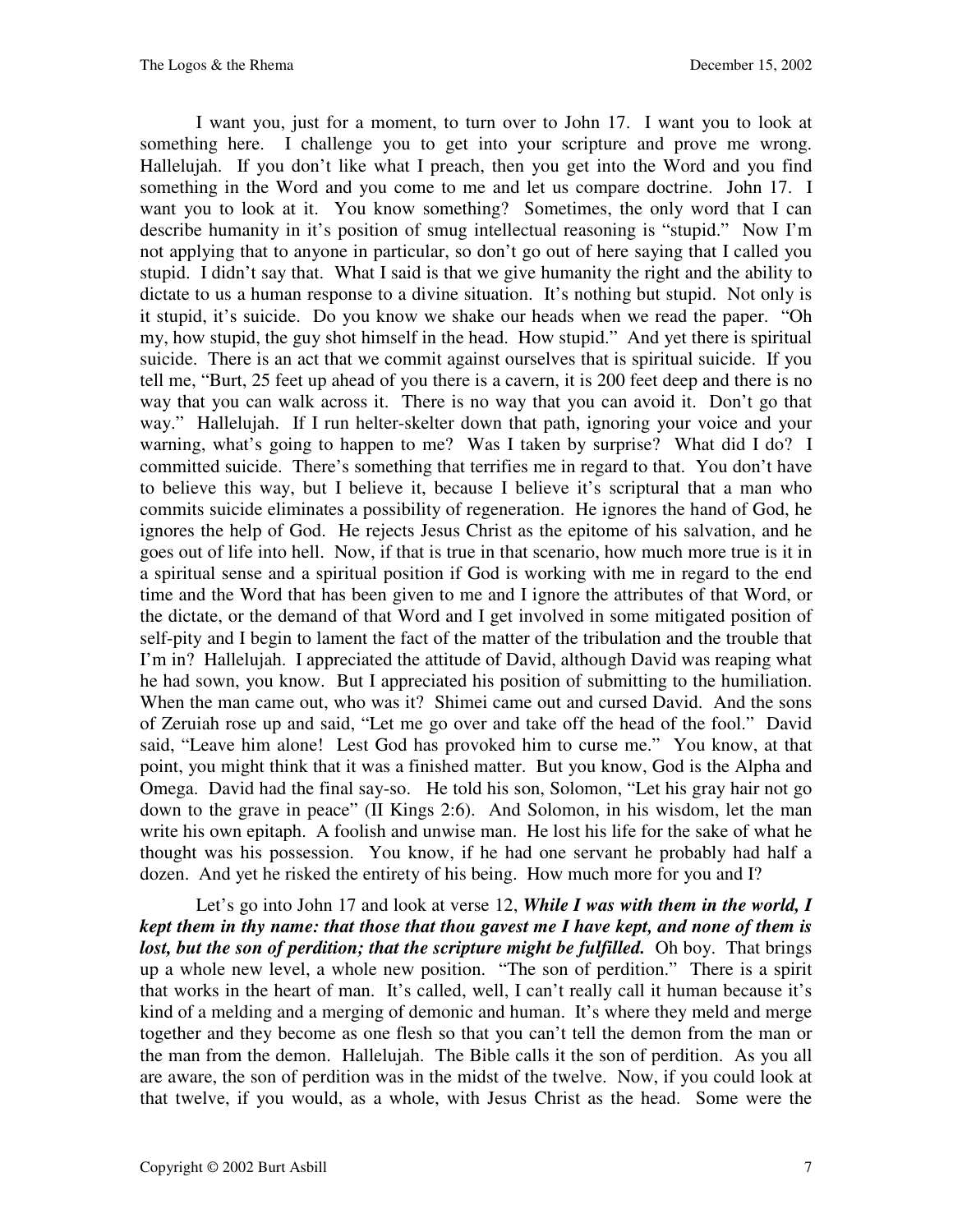I want you, just for a moment, to turn over to John 17. I want you to look at something here. I challenge you to get into your scripture and prove me wrong. Hallelujah. If you don't like what I preach, then you get into the Word and you find something in the Word and you come to me and let us compare doctrine. John 17. I want you to look at it. You know something? Sometimes, the only word that I can describe humanity in it's position of smug intellectual reasoning is "stupid." Now I'm not applying that to anyone in particular, so don't go out of here saying that I called you stupid. I didn't say that. What I said is that we give humanity the right and the ability to dictate to us a human response to a divine situation. It's nothing but stupid. Not only is it stupid, it's suicide. Do you know we shake our heads when we read the paper. "Oh my, how stupid, the guy shot himself in the head. How stupid." And yet there is spiritual suicide. There is an act that we commit against ourselves that is spiritual suicide. If you tell me, "Burt, 25 feet up ahead of you there is a cavern, it is 200 feet deep and there is no way that you can walk across it. There is no way that you can avoid it. Don't go that way." Hallelujah. If I run helter-skelter down that path, ignoring your voice and your warning, what's going to happen to me? Was I taken by surprise? What did I do? I committed suicide. There's something that terrifies me in regard to that. You don't have to believe this way, but I believe it, because I believe it's scriptural that a man who commits suicide eliminates a possibility of regeneration. He ignores the hand of God, he ignores the help of God. He rejects Jesus Christ as the epitome of his salvation, and he goes out of life into hell. Now, if that is true in that scenario, how much more true is it in a spiritual sense and a spiritual position if God is working with me in regard to the end time and the Word that has been given to me and I ignore the attributes of that Word, or the dictate, or the demand of that Word and I get involved in some mitigated position of self-pity and I begin to lament the fact of the matter of the tribulation and the trouble that I'm in? Hallelujah. I appreciated the attitude of David, although David was reaping what he had sown, you know. But I appreciated his position of submitting to the humiliation. When the man came out, who was it? Shimei came out and cursed David. And the sons of Zeruiah rose up and said, "Let me go over and take off the head of the fool." David said, "Leave him alone! Lest God has provoked him to curse me." You know, at that point, you might think that it was a finished matter. But you know, God is the Alpha and Omega. David had the final say-so. He told his son, Solomon, "Let his gray hair not go down to the grave in peace" (II Kings 2:6). And Solomon, in his wisdom, let the man write his own epitaph. A foolish and unwise man. He lost his life for the sake of what he thought was his possession. You know, if he had one servant he probably had half a dozen. And yet he risked the entirety of his being. How much more for you and I?

Let's go into John 17 and look at verse 12, ***While I was with them in the world, I kept them in thy name: that those that thou gavest me I have kept, and none of them is lost, but the son of perdition; that the scripture might be fulfilled.*** Oh boy. That brings up a whole new level, a whole new position. "The son of perdition." There is a spirit that works in the heart of man. It's called, well, I can't really call it human because it's kind of a melding and a merging of demonic and human. It's where they meld and merge together and they become as one flesh so that you can't tell the demon from the man or the man from the demon. Hallelujah. The Bible calls it the son of perdition. As you all are aware, the son of perdition was in the midst of the twelve. Now, if you could look at that twelve, if you would, as a whole, with Jesus Christ as the head. Some were the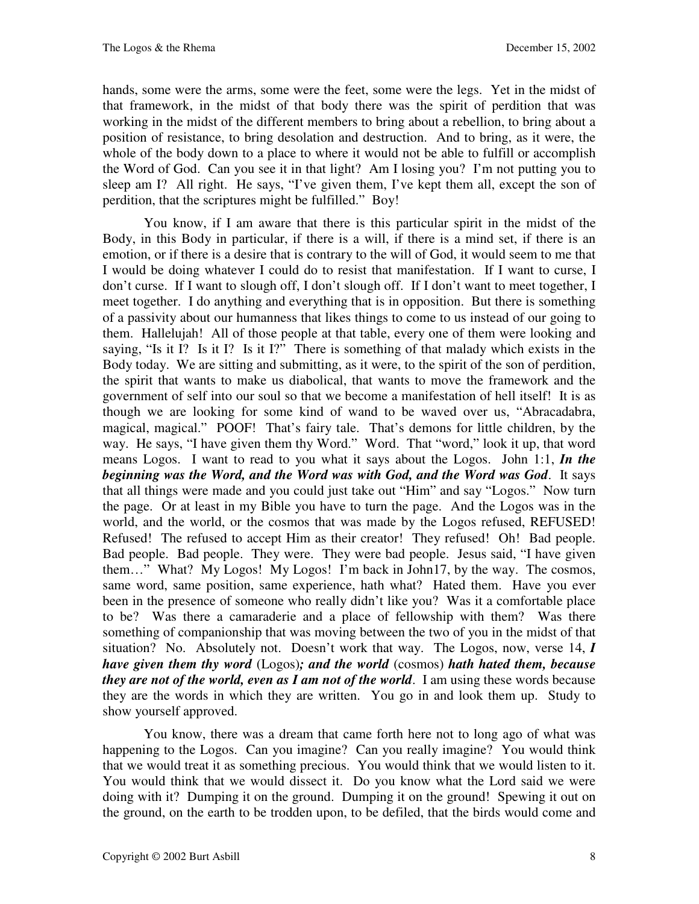hands, some were the arms, some were the feet, some were the legs. Yet in the midst of that framework, in the midst of that body there was the spirit of perdition that was working in the midst of the different members to bring about a rebellion, to bring about a position of resistance, to bring desolation and destruction. And to bring, as it were, the whole of the body down to a place to where it would not be able to fulfill or accomplish the Word of God. Can you see it in that light? Am I losing you? I'm not putting you to sleep am I? All right. He says, "I've given them, I've kept them all, except the son of perdition, that the scriptures might be fulfilled." Boy!

You know, if I am aware that there is this particular spirit in the midst of the Body, in this Body in particular, if there is a will, if there is a mind set, if there is an emotion, or if there is a desire that is contrary to the will of God, it would seem to me that I would be doing whatever I could do to resist that manifestation. If I want to curse, I don't curse. If I want to slough off, I don't slough off. If I don't want to meet together, I meet together. I do anything and everything that is in opposition. But there is something of a passivity about our humanness that likes things to come to us instead of our going to them. Hallelujah! All of those people at that table, every one of them were looking and saying, "Is it I? Is it I? Is it I?" There is something of that malady which exists in the Body today. We are sitting and submitting, as it were, to the spirit of the son of perdition, the spirit that wants to make us diabolical, that wants to move the framework and the government of self into our soul so that we become a manifestation of hell itself! It is as though we are looking for some kind of wand to be waved over us, "Abracadabra, magical, magical." POOF! That's fairy tale. That's demons for little children, by the way. He says, "I have given them thy Word." Word. That "word," look it up, that word means Logos. I want to read to you what it says about the Logos. John 1:1, ***In the beginning was the Word, and the Word was with God, and the Word was God***. It says that all things were made and you could just take out "Him" and say "Logos." Now turn the page. Or at least in my Bible you have to turn the page. And the Logos was in the world, and the world, or the cosmos that was made by the Logos refused, REFUSED! Refused! The refused to accept Him as their creator! They refused! Oh! Bad people. Bad people. Bad people. They were. They were bad people. Jesus said, "I have given them…" What? My Logos! My Logos! I'm back in John17, by the way. The cosmos, same word, same position, same experience, hath what? Hated them. Have you ever been in the presence of someone who really didn't like you? Was it a comfortable place to be? Was there a camaraderie and a place of fellowship with them? Was there something of companionship that was moving between the two of you in the midst of that situation? No. Absolutely not. Doesn't work that way. The Logos, now, verse 14, ***I have given them thy word*** (Logos)***; and the world*** (cosmos) ***hath hated them, because they are not of the world, even as I am not of the world***. I am using these words because they are the words in which they are written. You go in and look them up. Study to show yourself approved.

You know, there was a dream that came forth here not to long ago of what was happening to the Logos. Can you imagine? Can you really imagine? You would think that we would treat it as something precious. You would think that we would listen to it. You would think that we would dissect it. Do you know what the Lord said we were doing with it? Dumping it on the ground. Dumping it on the ground! Spewing it out on the ground, on the earth to be trodden upon, to be defiled, that the birds would come and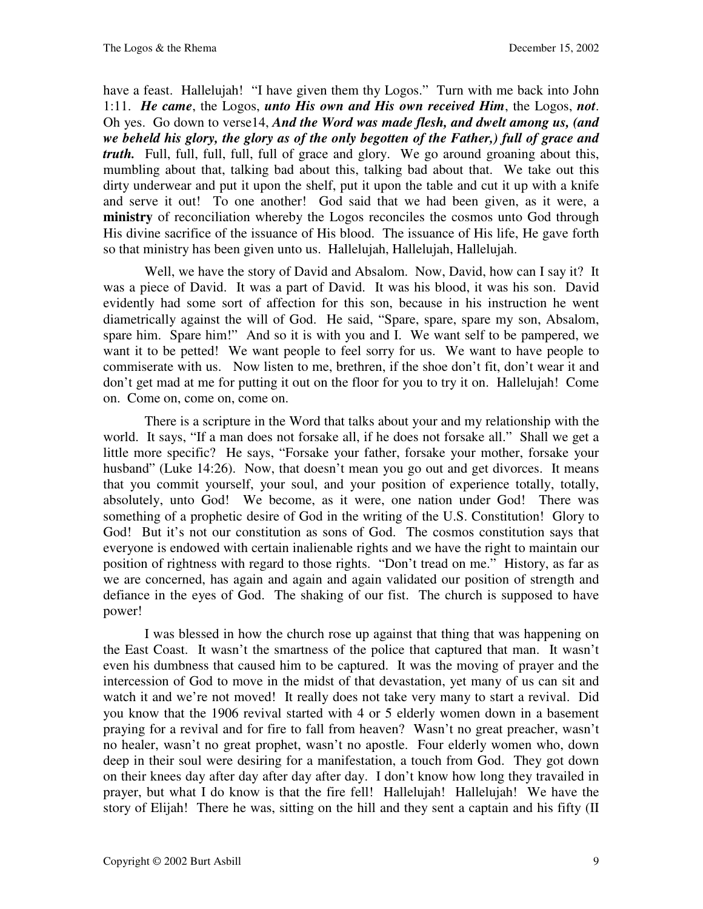have a feast. Hallelujah! "I have given them thy Logos." Turn with me back into John 1:11. ***He came***, the Logos, ***unto His own and His own received Him***, the Logos, ***not***. Oh yes. Go down to verse14, ***And the Word was made flesh, and dwelt among us, (and we beheld his glory, the glory as of the only begotten of the Father,) full of grace and truth.*** Full, full, full, full, full of grace and glory. We go around groaning about this, mumbling about that, talking bad about this, talking bad about that. We take out this dirty underwear and put it upon the shelf, put it upon the table and cut it up with a knife and serve it out! To one another! God said that we had been given, as it were, a **ministry** of reconciliation whereby the Logos reconciles the cosmos unto God through His divine sacrifice of the issuance of His blood. The issuance of His life, He gave forth so that ministry has been given unto us. Hallelujah, Hallelujah, Hallelujah.

Well, we have the story of David and Absalom. Now, David, how can I say it? It was a piece of David. It was a part of David. It was his blood, it was his son. David evidently had some sort of affection for this son, because in his instruction he went diametrically against the will of God. He said, "Spare, spare, spare my son, Absalom, spare him. Spare him!" And so it is with you and I. We want self to be pampered, we want it to be petted! We want people to feel sorry for us. We want to have people to commiserate with us. Now listen to me, brethren, if the shoe don't fit, don't wear it and don't get mad at me for putting it out on the floor for you to try it on. Hallelujah! Come on. Come on, come on, come on.

There is a scripture in the Word that talks about your and my relationship with the world. It says, "If a man does not forsake all, if he does not forsake all." Shall we get a little more specific? He says, "Forsake your father, forsake your mother, forsake your husband" (Luke 14:26). Now, that doesn't mean you go out and get divorces. It means that you commit yourself, your soul, and your position of experience totally, totally, absolutely, unto God! We become, as it were, one nation under God! There was something of a prophetic desire of God in the writing of the U.S. Constitution! Glory to God! But it's not our constitution as sons of God. The cosmos constitution says that everyone is endowed with certain inalienable rights and we have the right to maintain our position of rightness with regard to those rights. "Don't tread on me." History, as far as we are concerned, has again and again and again validated our position of strength and defiance in the eyes of God. The shaking of our fist. The church is supposed to have power!

I was blessed in how the church rose up against that thing that was happening on the East Coast. It wasn't the smartness of the police that captured that man. It wasn't even his dumbness that caused him to be captured. It was the moving of prayer and the intercession of God to move in the midst of that devastation, yet many of us can sit and watch it and we're not moved! It really does not take very many to start a revival. Did you know that the 1906 revival started with 4 or 5 elderly women down in a basement praying for a revival and for fire to fall from heaven? Wasn't no great preacher, wasn't no healer, wasn't no great prophet, wasn't no apostle. Four elderly women who, down deep in their soul were desiring for a manifestation, a touch from God. They got down on their knees day after day after day after day. I don't know how long they travailed in prayer, but what I do know is that the fire fell! Hallelujah! Hallelujah! We have the story of Elijah! There he was, sitting on the hill and they sent a captain and his fifty (II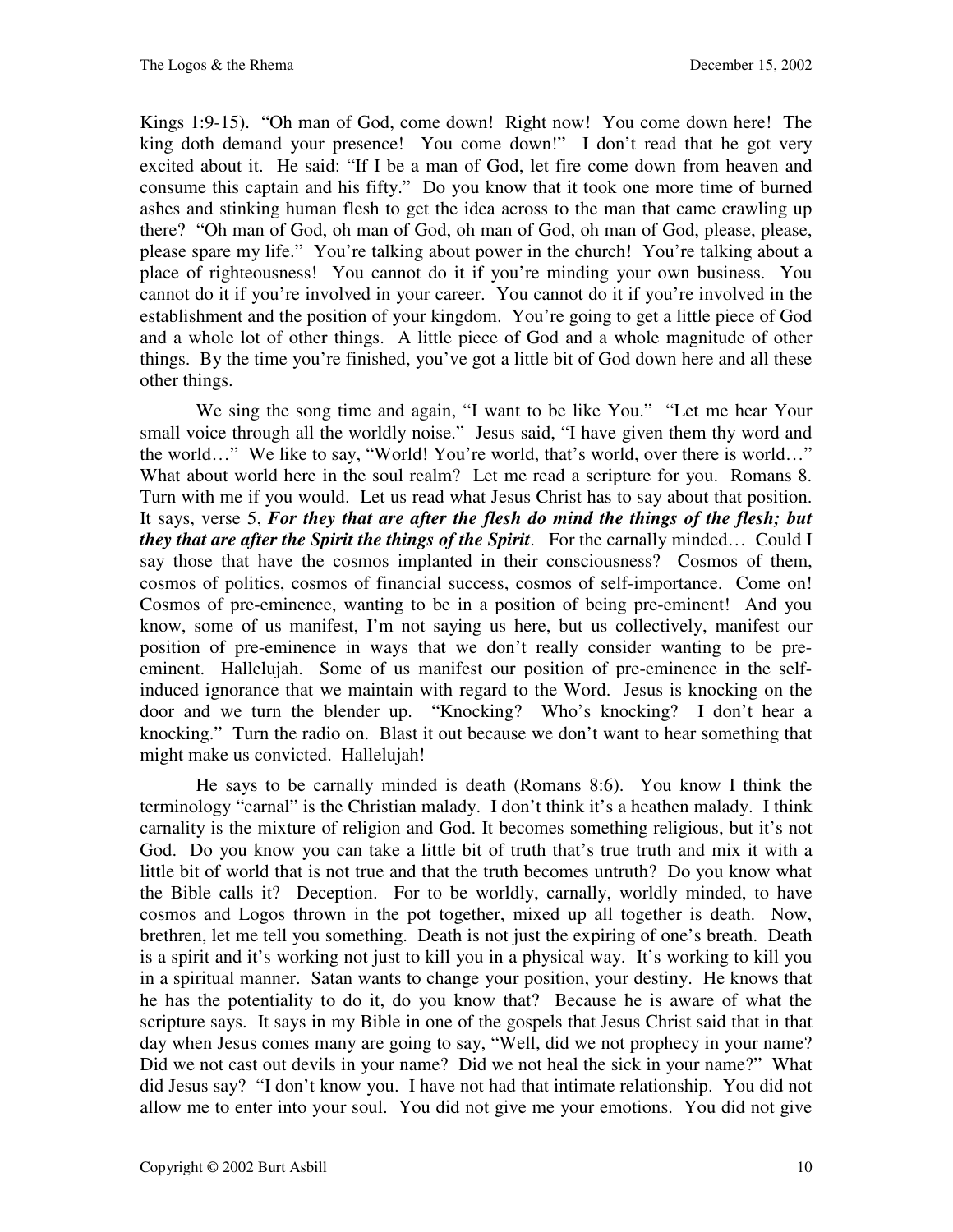Kings 1:9-15). "Oh man of God, come down! Right now! You come down here! The king doth demand your presence! You come down!" I don't read that he got very excited about it. He said: "If I be a man of God, let fire come down from heaven and consume this captain and his fifty." Do you know that it took one more time of burned ashes and stinking human flesh to get the idea across to the man that came crawling up there? "Oh man of God, oh man of God, oh man of God, oh man of God, please, please, please spare my life." You're talking about power in the church! You're talking about a place of righteousness! You cannot do it if you're minding your own business. You cannot do it if you're involved in your career. You cannot do it if you're involved in the establishment and the position of your kingdom. You're going to get a little piece of God and a whole lot of other things. A little piece of God and a whole magnitude of other things. By the time you're finished, you've got a little bit of God down here and all these other things.

We sing the song time and again, "I want to be like You." "Let me hear Your small voice through all the worldly noise." Jesus said, "I have given them thy word and the world…" We like to say, "World! You're world, that's world, over there is world…" What about world here in the soul realm? Let me read a scripture for you. Romans 8. Turn with me if you would. Let us read what Jesus Christ has to say about that position. It says, verse 5, ***For they that are after the flesh do mind the things of the flesh; but they that are after the Spirit the things of the Spirit***. For the carnally minded… Could I say those that have the cosmos implanted in their consciousness? Cosmos of them, cosmos of politics, cosmos of financial success, cosmos of self-importance. Come on! Cosmos of pre-eminence, wanting to be in a position of being pre-eminent! And you know, some of us manifest, I'm not saying us here, but us collectively, manifest our position of pre-eminence in ways that we don't really consider wanting to be pre-eminent. Hallelujah. Some of us manifest our position of pre-eminence in the self-induced ignorance that we maintain with regard to the Word. Jesus is knocking on the door and we turn the blender up. "Knocking? Who's knocking? I don't hear a knocking." Turn the radio on. Blast it out because we don't want to hear something that might make us convicted. Hallelujah!

He says to be carnally minded is death (Romans 8:6). You know I think the terminology "carnal" is the Christian malady. I don't think it's a heathen malady. I think carnality is the mixture of religion and God. It becomes something religious, but it's not God. Do you know you can take a little bit of truth that's true truth and mix it with a little bit of world that is not true and that the truth becomes untruth? Do you know what the Bible calls it? Deception. For to be worldly, carnally, worldly minded, to have cosmos and Logos thrown in the pot together, mixed up all together is death. Now, brethren, let me tell you something. Death is not just the expiring of one's breath. Death is a spirit and it's working not just to kill you in a physical way. It's working to kill you in a spiritual manner. Satan wants to change your position, your destiny. He knows that he has the potentiality to do it, do you know that? Because he is aware of what the scripture says. It says in my Bible in one of the gospels that Jesus Christ said that in that day when Jesus comes many are going to say, "Well, did we not prophecy in your name? Did we not cast out devils in your name? Did we not heal the sick in your name?" What did Jesus say? "I don't know you. I have not had that intimate relationship. You did not allow me to enter into your soul. You did not give me your emotions. You did not give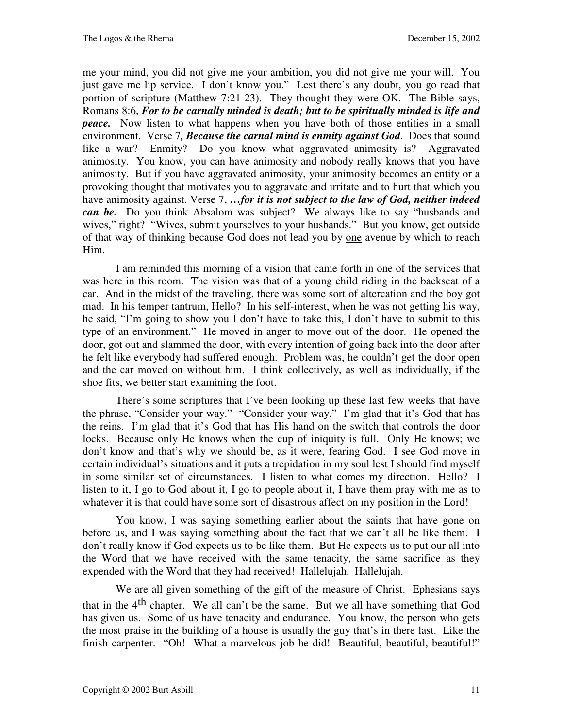me your mind, you did not give me your ambition, you did not give me your will. You just gave me lip service. I don't know you." Lest there's any doubt, you go read that portion of scripture (Matthew 7:21-23). They thought they were OK. The Bible says, Romans 8:6, ***For to be carnally minded is death; but to be spiritually minded is life and peace.*** Now listen to what happens when you have both of those entities in a small environment. Verse 7***, Because the carnal mind is enmity against God***. Does that sound like a war? Enmity? Do you know what aggravated animosity is? Aggravated animosity. You know, you can have animosity and nobody really knows that you have animosity. But if you have aggravated animosity, your animosity becomes an entity or a provoking thought that motivates you to aggravate and irritate and to hurt that which you have animosity against. Verse 7, ***…for it is not subject to the law of God, neither indeed can be.*** Do you think Absalom was subject? We always like to say "husbands and wives," right? "Wives, submit yourselves to your husbands." But you know, get outside of that way of thinking because God does not lead you by <u>one</u> avenue by which to reach Him.

I am reminded this morning of a vision that came forth in one of the services that was here in this room. The vision was that of a young child riding in the backseat of a car. And in the midst of the traveling, there was some sort of altercation and the boy got mad. In his temper tantrum, Hello? In his self-interest, when he was not getting his way, he said, "I'm going to show you I don't have to take this, I don't have to submit to this type of an environment." He moved in anger to move out of the door. He opened the door, got out and slammed the door, with every intention of going back into the door after he felt like everybody had suffered enough. Problem was, he couldn't get the door open and the car moved on without him. I think collectively, as well as individually, if the shoe fits, we better start examining the foot.

There's some scriptures that I've been looking up these last few weeks that have the phrase, "Consider your way." "Consider your way." I'm glad that it's God that has the reins. I'm glad that it's God that has His hand on the switch that controls the door locks. Because only He knows when the cup of iniquity is full. Only He knows; we don't know and that's why we should be, as it were, fearing God. I see God move in certain individual's situations and it puts a trepidation in my soul lest I should find myself in some similar set of circumstances. I listen to what comes my direction. Hello? I listen to it, I go to God about it, I go to people about it, I have them pray with me as to whatever it is that could have some sort of disastrous affect on my position in the Lord!

You know, I was saying something earlier about the saints that have gone on before us, and I was saying something about the fact that we can't all be like them. I don't really know if God expects us to be like them. But He expects us to put our all into the Word that we have received with the same tenacity, the same sacrifice as they expended with the Word that they had received! Hallelujah. Hallelujah.

We are all given something of the gift of the measure of Christ. Ephesians says that in the 4th chapter. We all can't be the same. But we all have something that God has given us. Some of us have tenacity and endurance. You know, the person who gets the most praise in the building of a house is usually the guy that's in there last. Like the finish carpenter. "Oh! What a marvelous job he did! Beautiful, beautiful, beautiful!"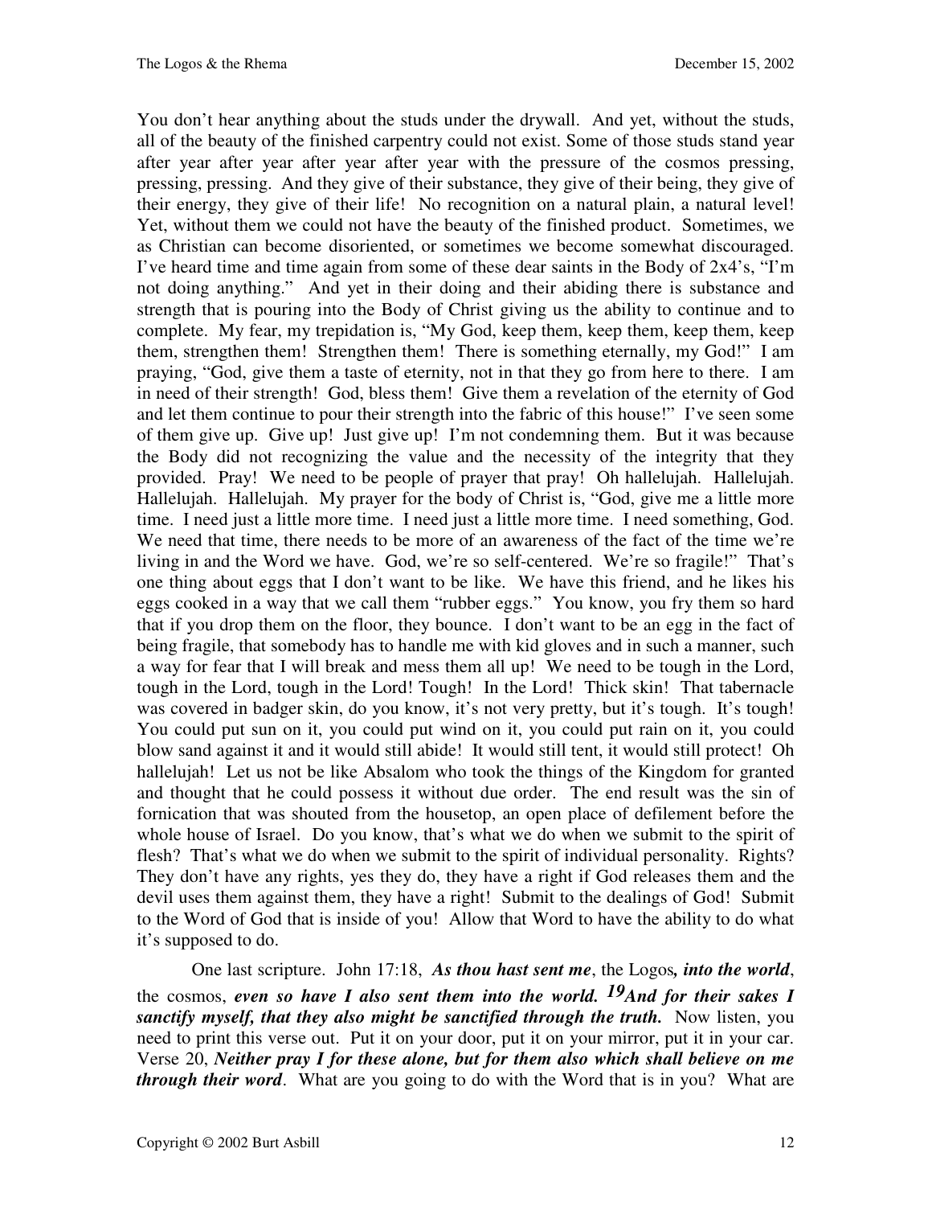You don't hear anything about the studs under the drywall. And yet, without the studs, all of the beauty of the finished carpentry could not exist. Some of those studs stand year after year after year after year with the pressure of the cosmos pressing, pressing, pressing. And they give of their substance, they give of their being, they give of their energy, they give of their life! No recognition on a natural plain, a natural level! Yet, without them we could not have the beauty of the finished product. Sometimes, we as Christian can become disoriented, or sometimes we become somewhat discouraged. I've heard time and time again from some of these dear saints in the Body of 2x4's, "I'm not doing anything." And yet in their doing and their abiding there is substance and strength that is pouring into the Body of Christ giving us the ability to continue and to complete. My fear, my trepidation is, "My God, keep them, keep them, keep them, keep them, strengthen them! Strengthen them! There is something eternally, my God!" I am praying, "God, give them a taste of eternity, not in that they go from here to there. I am in need of their strength! God, bless them! Give them a revelation of the eternity of God and let them continue to pour their strength into the fabric of this house!" I've seen some of them give up. Give up! Just give up! I'm not condemning them. But it was because the Body did not recognizing the value and the necessity of the integrity that they provided. Pray! We need to be people of prayer that pray! Oh hallelujah. Hallelujah. Hallelujah. Hallelujah. My prayer for the body of Christ is, "God, give me a little more time. I need just a little more time. I need just a little more time. I need something, God. We need that time, there needs to be more of an awareness of the fact of the time we're living in and the Word we have. God, we're so self-centered. We're so fragile!" That's one thing about eggs that I don't want to be like. We have this friend, and he likes his eggs cooked in a way that we call them "rubber eggs." You know, you fry them so hard that if you drop them on the floor, they bounce. I don't want to be an egg in the fact of being fragile, that somebody has to handle me with kid gloves and in such a manner, such a way for fear that I will break and mess them all up! We need to be tough in the Lord, tough in the Lord, tough in the Lord! Tough! In the Lord! Thick skin! That tabernacle was covered in badger skin, do you know, it's not very pretty, but it's tough. It's tough! You could put sun on it, you could put wind on it, you could put rain on it, you could blow sand against it and it would still abide! It would still tent, it would still protect! Oh hallelujah! Let us not be like Absalom who took the things of the Kingdom for granted and thought that he could possess it without due order. The end result was the sin of fornication that was shouted from the housetop, an open place of defilement before the whole house of Israel. Do you know, that's what we do when we submit to the spirit of flesh? That's what we do when we submit to the spirit of individual personality. Rights? They don't have any rights, yes they do, they have a right if God releases them and the devil uses them against them, they have a right! Submit to the dealings of God! Submit to the Word of God that is inside of you! Allow that Word to have the ability to do what it's supposed to do.

One last scripture. John 17:18, ***As thou hast sent me***, the Logos***, into the world***, the cosmos, ***even so have I also sent them into the world. 19And for their sakes I sanctify myself, that they also might be sanctified through the truth.*** Now listen, you need to print this verse out. Put it on your door, put it on your mirror, put it in your car. Verse 20, ***Neither pray I for these alone, but for them also which shall believe on me through their word***. What are you going to do with the Word that is in you? What are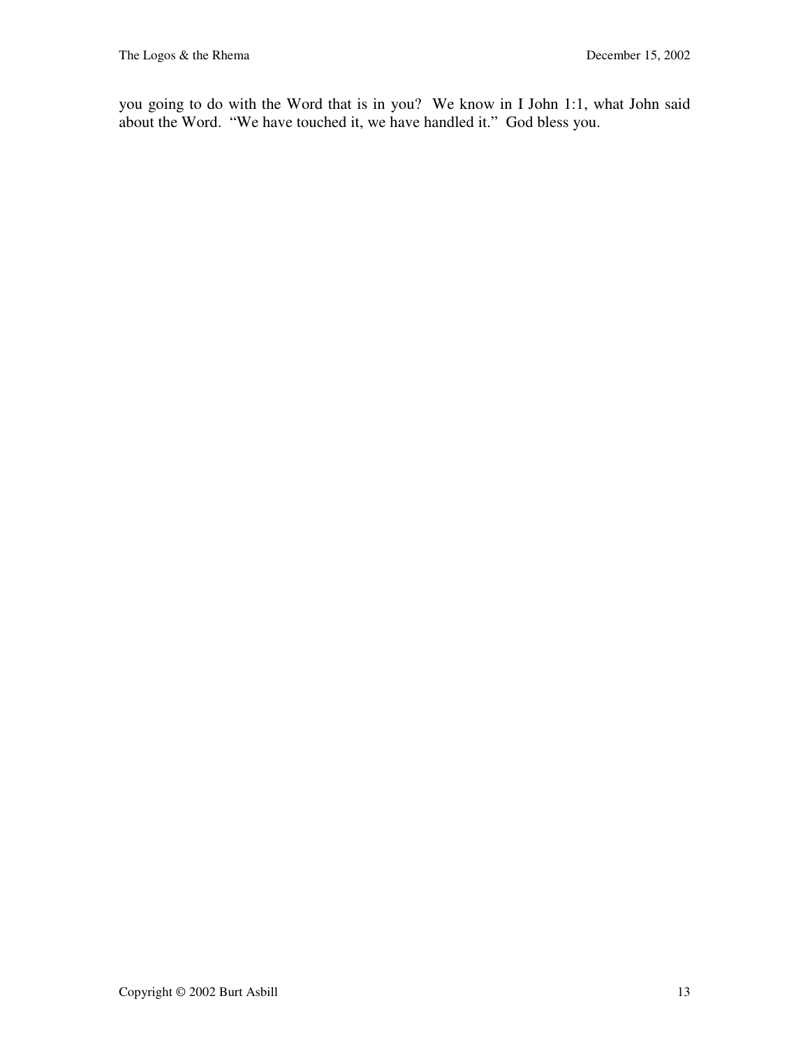you going to do with the Word that is in you? We know in I John 1:1, what John said about the Word. "We have touched it, we have handled it." God bless you.